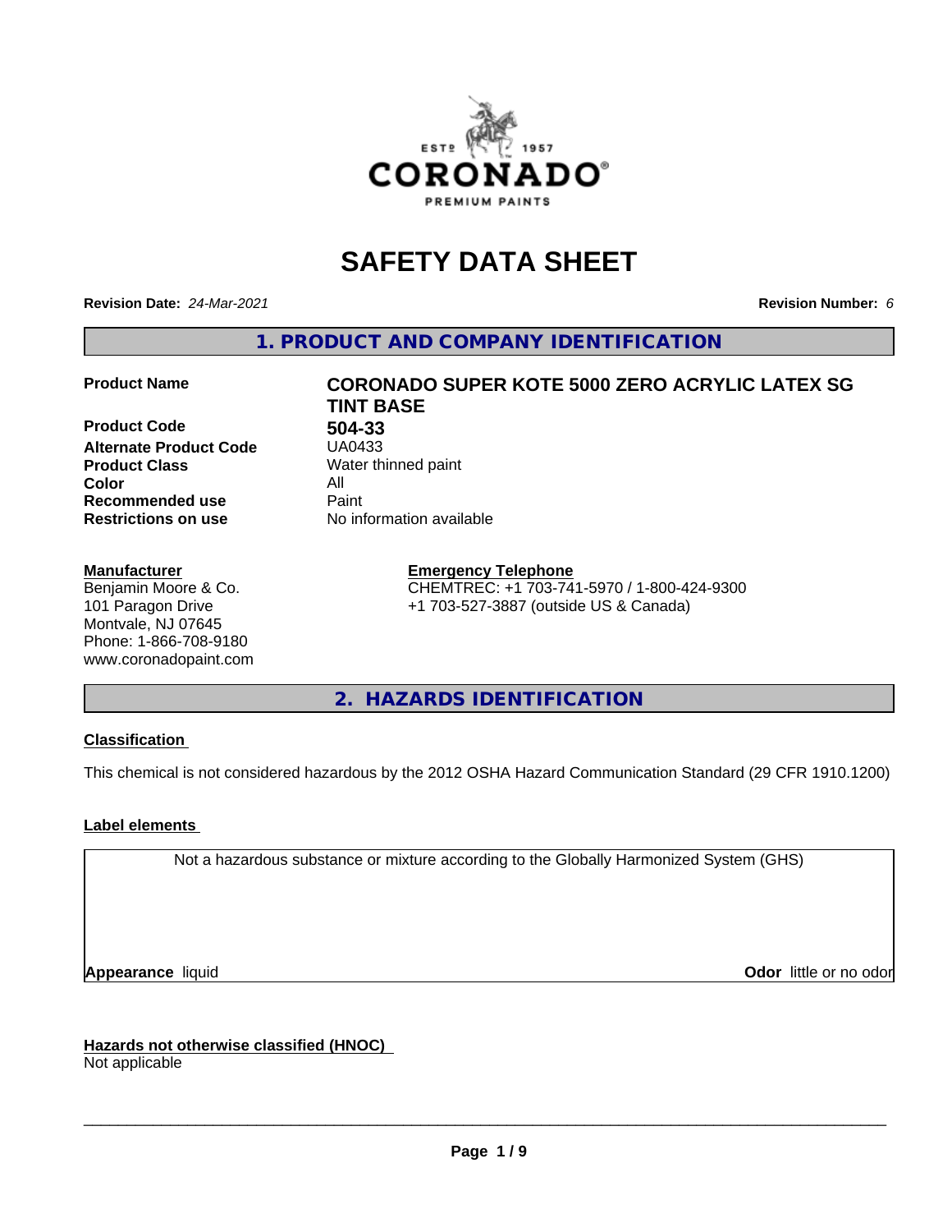# SAFETY DATA SHEET

**Revision Date:** *24-Mar-2021*

**Revision Number:** *6*

## 1. PRODUCT AND COMPANY IDENTIFICATION

| | |
|---|---|
| **Product Name** | **CORONADO SUPER KOTE 5000 ZERO ACRYLIC LATEX SG TINT BASE** |
| **Product Code** | **504-33** |
| **Alternate Product Code** | UA0433 |
| **Product Class** | Water thinned paint |
| **Color** | All |
| **Recommended use** | Paint |
| **Restrictions on use** | No information available |

**Manufacturer**
Benjamin Moore & Co.
101 Paragon Drive
Montvale, NJ 07645
Phone: 1-866-708-9180
www.coronadopaint.com

**Emergency Telephone**
CHEMTREC: +1 703-741-5970 / 1-800-424-9300
+1 703-527-3887 (outside US & Canada)

## 2. HAZARDS IDENTIFICATION

**Classification**

This chemical is not considered hazardous by the 2012 OSHA Hazard Communication Standard (29 CFR 1910.1200)

**Label elements**

Not a hazardous substance or mixture according to the Globally Harmonized System (GHS)

**Appearance** liquid

**Odor** little or no odor

**Hazards not otherwise classified (HNOC)**
Not applicable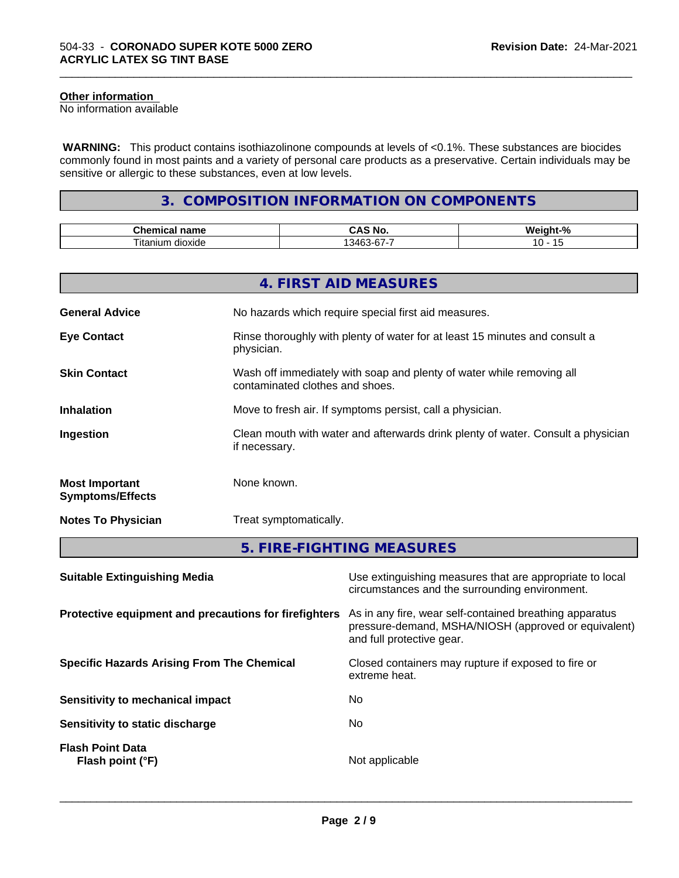**Other information**
No information available

**WARNING:** This product contains isothiazolinone compounds at levels of <0.1%. These substances are biocides commonly found in most paints and a variety of personal care products as a preservative. Certain individuals may be sensitive or allergic to these substances, even at low levels.

## 3. COMPOSITION INFORMATION ON COMPONENTS

| Chemical name | CAS No. | Weight-% |
|---|---|---|
| Titanium dioxide | 13463-67-7 | 10 - 15 |

## 4. FIRST AID MEASURES

**General Advice**
No hazards which require special first aid measures.

**Eye Contact**
Rinse thoroughly with plenty of water for at least 15 minutes and consult a physician.

**Skin Contact**
Wash off immediately with soap and plenty of water while removing all contaminated clothes and shoes.

**Inhalation**
Move to fresh air. If symptoms persist, call a physician.

**Ingestion**
Clean mouth with water and afterwards drink plenty of water. Consult a physician if necessary.

**Most Important Symptoms/Effects**
None known.

**Notes To Physician**
Treat symptomatically.

## 5. FIRE-FIGHTING MEASURES

**Suitable Extinguishing Media**
Use extinguishing measures that are appropriate to local circumstances and the surrounding environment.

**Protective equipment and precautions for firefighters**
As in any fire, wear self-contained breathing apparatus pressure-demand, MSHA/NIOSH (approved or equivalent) and full protective gear.

**Specific Hazards Arising From The Chemical**
Closed containers may rupture if exposed to fire or extreme heat.

**Sensitivity to mechanical impact**
No

**Sensitivity to static discharge**
No

**Flash Point Data**

**Flash point (°F)**
Not applicable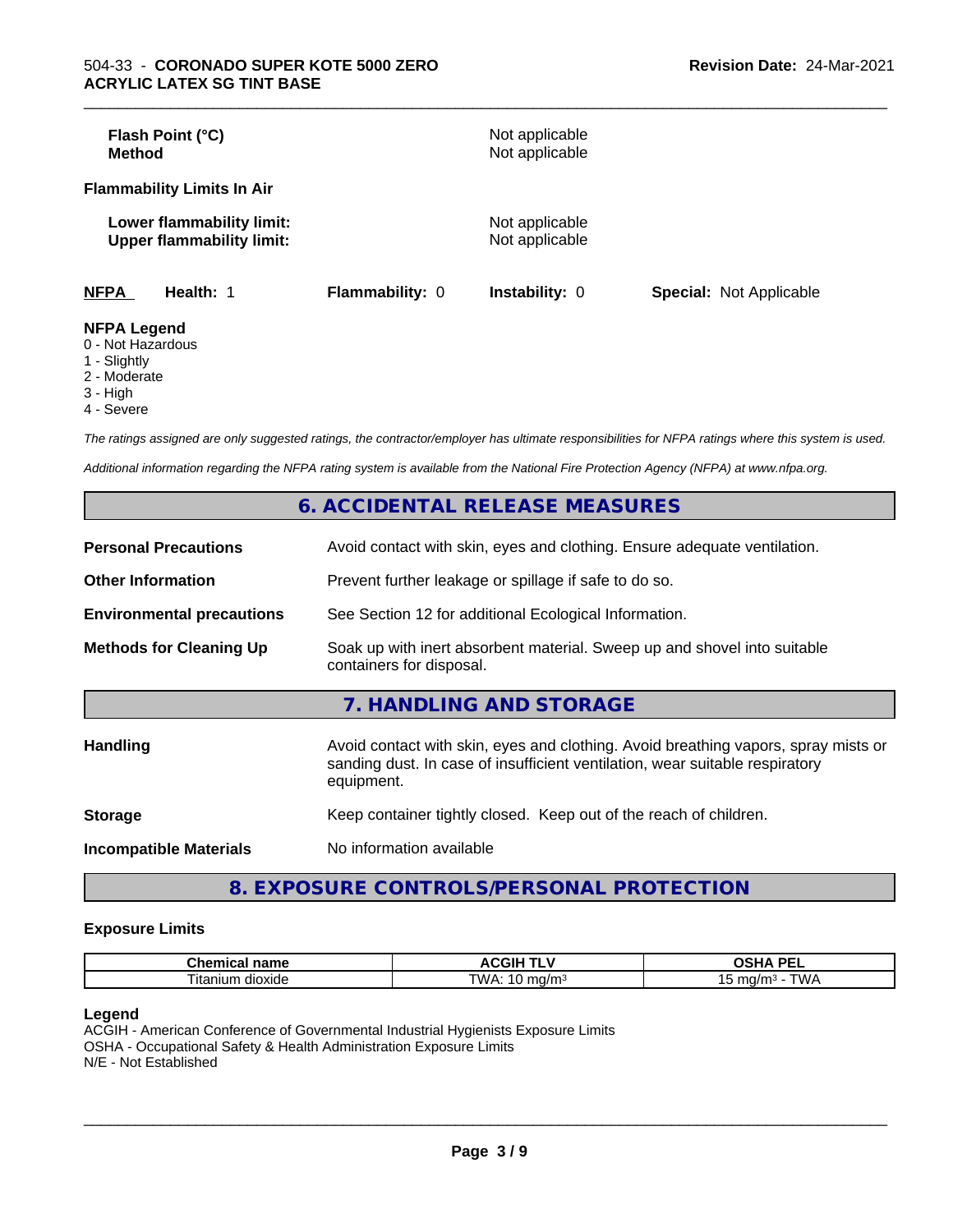| | |
|---|---|
| **Flash Point (°C)** | Not applicable |
| **Method** | Not applicable |

**Flammability Limits In Air**

| | |
|---|---|
| **Lower flammability limit:** | Not applicable |
| **Upper flammability limit:** | Not applicable |

| **NFPA** | **Health:** 1 | **Flammability:** 0 | **Instability:** 0 | **Special:** Not Applicable |
|---|---|---|---|---|

**NFPA Legend**
- 0 - Not Hazardous
- 1 - Slightly
- 2 - Moderate
- 3 - High
- 4 - Severe

*The ratings assigned are only suggested ratings, the contractor/employer has ultimate responsibilities for NFPA ratings where this system is used.*

*Additional information regarding the NFPA rating system is available from the National Fire Protection Agency (NFPA) at www.nfpa.org.*

## 6. ACCIDENTAL RELEASE MEASURES

| | |
|---|---|
| **Personal Precautions** | Avoid contact with skin, eyes and clothing. Ensure adequate ventilation. |
| **Other Information** | Prevent further leakage or spillage if safe to do so. |
| **Environmental precautions** | See Section 12 for additional Ecological Information. |
| **Methods for Cleaning Up** | Soak up with inert absorbent material. Sweep up and shovel into suitable containers for disposal. |

## 7. HANDLING AND STORAGE

| | |
|---|---|
| **Handling** | Avoid contact with skin, eyes and clothing. Avoid breathing vapors, spray mists or sanding dust. In case of insufficient ventilation, wear suitable respiratory equipment. |
| **Storage** | Keep container tightly closed. Keep out of the reach of children. |
| **Incompatible Materials** | No information available |

## 8. EXPOSURE CONTROLS/PERSONAL PROTECTION

### Exposure Limits

| Chemical name | ACGIH TLV | OSHA PEL |
|---|---|---|
| Titanium dioxide | TWA: 10 mg/m³ | 15 mg/m³ - TWA |

**Legend**
ACGIH - American Conference of Governmental Industrial Hygienists Exposure Limits
OSHA - Occupational Safety & Health Administration Exposure Limits
N/E - Not Established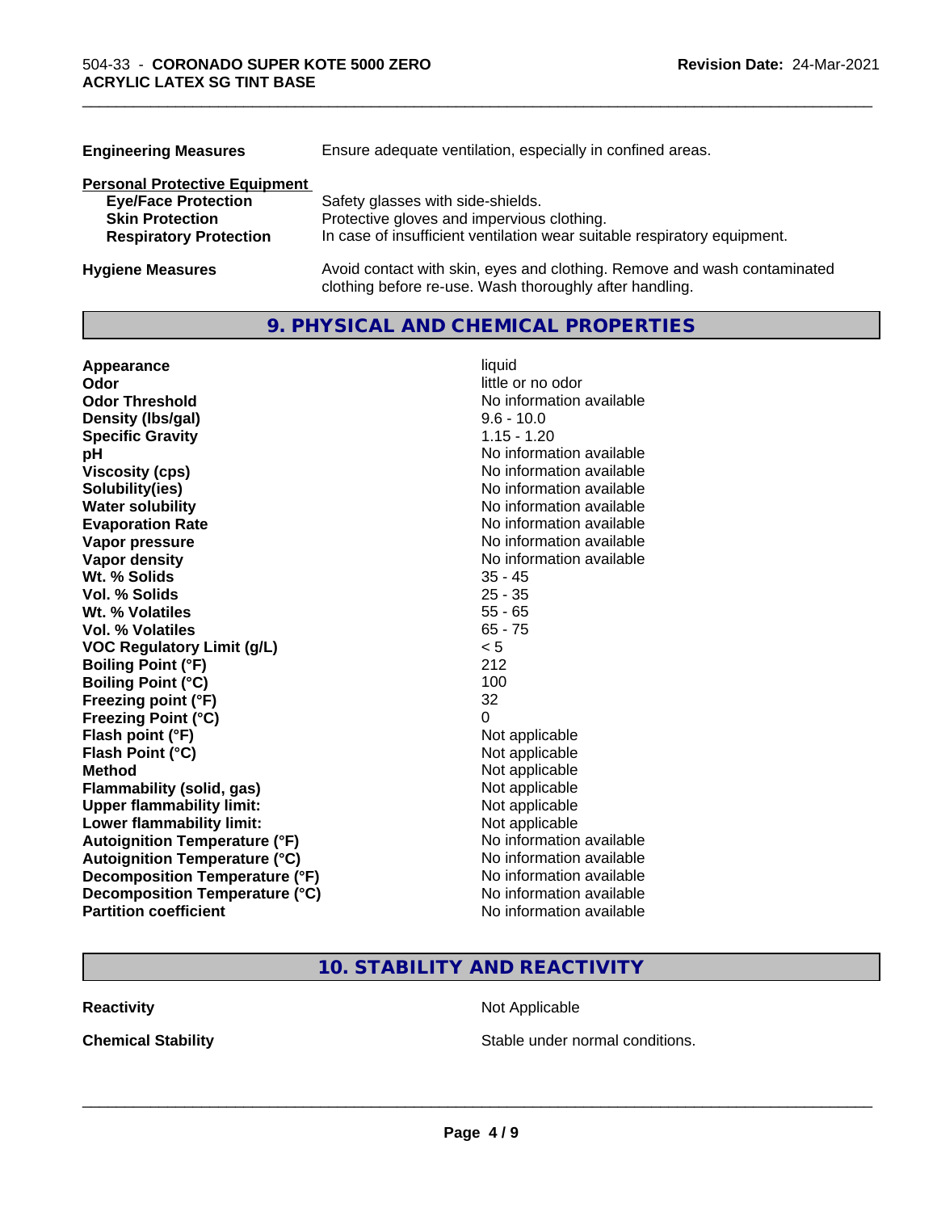| | |
|---|---|
| **Engineering Measures** | Ensure adequate ventilation, especially in confined areas. |

**Personal Protective Equipment**

| | |
|---|---|
| **Eye/Face Protection** | Safety glasses with side-shields. |
| **Skin Protection** | Protective gloves and impervious clothing. |
| **Respiratory Protection** | In case of insufficient ventilation wear suitable respiratory equipment. |

| | |
|---|---|
| **Hygiene Measures** | Avoid contact with skin, eyes and clothing. Remove and wash contaminated clothing before re-use. Wash thoroughly after handling. |

## 9. PHYSICAL AND CHEMICAL PROPERTIES

| | |
|---|---|
| **Appearance** | liquid |
| **Odor** | little or no odor |
| **Odor Threshold** | No information available |
| **Density (lbs/gal)** | 9.6 - 10.0 |
| **Specific Gravity** | 1.15 - 1.20 |
| **pH** | No information available |
| **Viscosity (cps)** | No information available |
| **Solubility(ies)** | No information available |
| **Water solubility** | No information available |
| **Evaporation Rate** | No information available |
| **Vapor pressure** | No information available |
| **Vapor density** | No information available |
| **Wt. % Solids** | 35 - 45 |
| **Vol. % Solids** | 25 - 35 |
| **Wt. % Volatiles** | 55 - 65 |
| **Vol. % Volatiles** | 65 - 75 |
| **VOC Regulatory Limit (g/L)** | < 5 |
| **Boiling Point (°F)** | 212 |
| **Boiling Point (°C)** | 100 |
| **Freezing point (°F)** | 32 |
| **Freezing Point (°C)** | 0 |
| **Flash point (°F)** | Not applicable |
| **Flash Point (°C)** | Not applicable |
| **Method** | Not applicable |
| **Flammability (solid, gas)** | Not applicable |
| **Upper flammability limit:** | Not applicable |
| **Lower flammability limit:** | Not applicable |
| **Autoignition Temperature (°F)** | No information available |
| **Autoignition Temperature (°C)** | No information available |
| **Decomposition Temperature (°F)** | No information available |
| **Decomposition Temperature (°C)** | No information available |
| **Partition coefficient** | No information available |

## 10. STABILITY AND REACTIVITY

| | |
|---|---|
| **Reactivity** | Not Applicable |
| **Chemical Stability** | Stable under normal conditions. |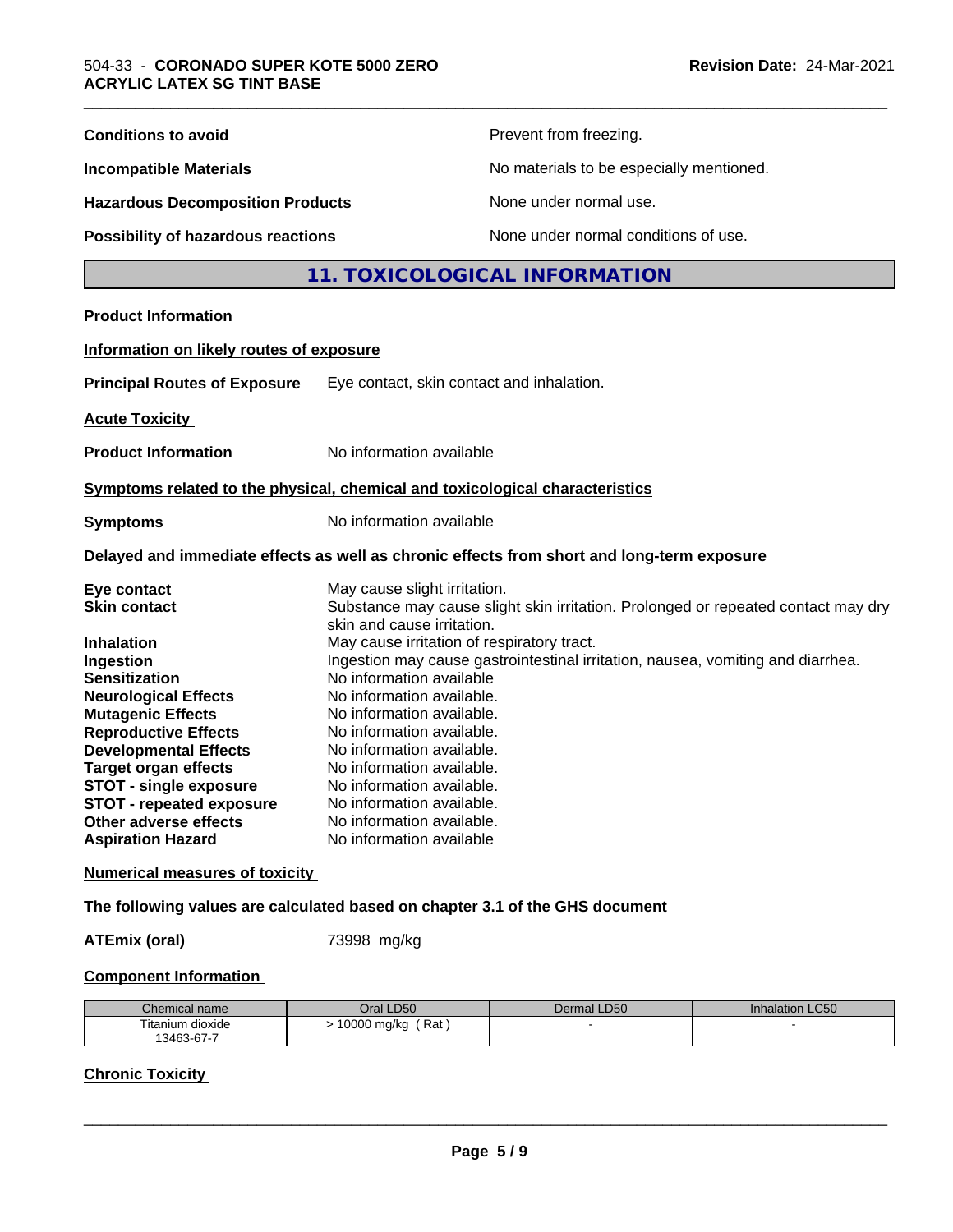| | |
|---|---|
| **Conditions to avoid** | Prevent from freezing. |
| **Incompatible Materials** | No materials to be especially mentioned. |
| **Hazardous Decomposition Products** | None under normal use. |
| **Possibility of hazardous reactions** | None under normal conditions of use. |

## 11. TOXICOLOGICAL INFORMATION

**Product Information**

**Information on likely routes of exposure**

**Principal Routes of Exposure** Eye contact, skin contact and inhalation.

**Acute Toxicity**

**Product Information** No information available

**Symptoms related to the physical, chemical and toxicological characteristics**

**Symptoms** No information available

**Delayed and immediate effects as well as chronic effects from short and long-term exposure**

| | |
|---|---|
| **Eye contact** | May cause slight irritation. |
| **Skin contact** | Substance may cause slight skin irritation. Prolonged or repeated contact may dry skin and cause irritation. |
| **Inhalation** | May cause irritation of respiratory tract. |
| **Ingestion** | Ingestion may cause gastrointestinal irritation, nausea, vomiting and diarrhea. |
| **Sensitization** | No information available |
| **Neurological Effects** | No information available. |
| **Mutagenic Effects** | No information available. |
| **Reproductive Effects** | No information available. |
| **Developmental Effects** | No information available. |
| **Target organ effects** | No information available. |
| **STOT - single exposure** | No information available. |
| **STOT - repeated exposure** | No information available. |
| **Other adverse effects** | No information available. |
| **Aspiration Hazard** | No information available |

**Numerical measures of toxicity**

**The following values are calculated based on chapter 3.1 of the GHS document**

**ATEmix (oral)** 73998 mg/kg

**Component Information**

| Chemical name | Oral LD50 | Dermal LD50 | Inhalation LC50 |
|---|---|---|---|
| Titanium dioxide 13463-67-7 | > 10000 mg/kg ( Rat ) | - | - |

**Chronic Toxicity**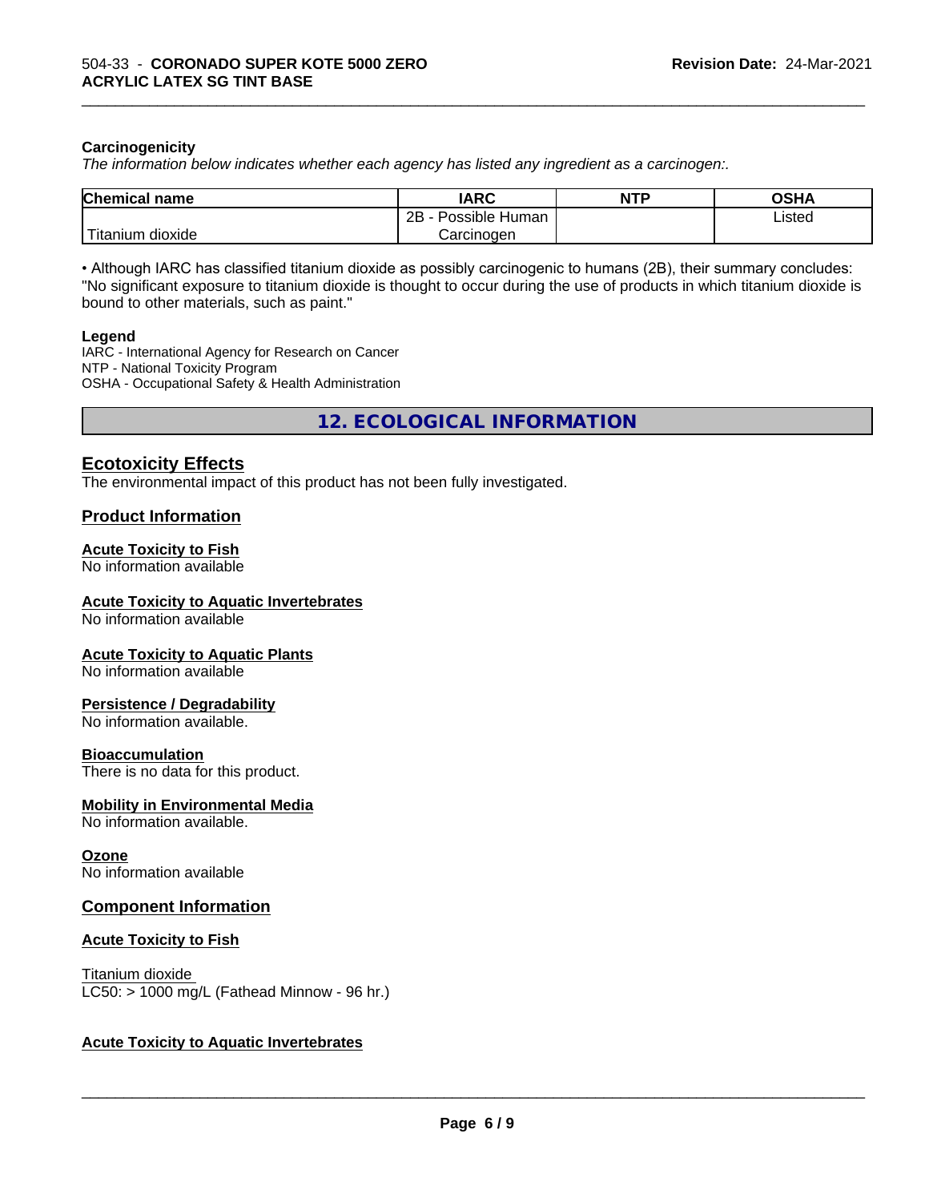**Carcinogenicity**

*The information below indicates whether each agency has listed any ingredient as a carcinogen:.*

| Chemical name | IARC | NTP | OSHA |
|---|---|---|---|
| Titanium dioxide | 2B - Possible Human Carcinogen | | Listed |

• Although IARC has classified titanium dioxide as possibly carcinogenic to humans (2B), their summary concludes: "No significant exposure to titanium dioxide is thought to occur during the use of products in which titanium dioxide is bound to other materials, such as paint."

**Legend**

IARC - International Agency for Research on Cancer
NTP - National Toxicity Program
OSHA - Occupational Safety & Health Administration

## 12. ECOLOGICAL INFORMATION

### Ecotoxicity Effects

The environmental impact of this product has not been fully investigated.

### Product Information

**Acute Toxicity to Fish**
No information available

**Acute Toxicity to Aquatic Invertebrates**
No information available

**Acute Toxicity to Aquatic Plants**
No information available

**Persistence / Degradability**
No information available.

**Bioaccumulation**
There is no data for this product.

**Mobility in Environmental Media**
No information available.

**Ozone**
No information available

### Component Information

**Acute Toxicity to Fish**

Titanium dioxide
LC50: > 1000 mg/L (Fathead Minnow - 96 hr.)

**Acute Toxicity to Aquatic Invertebrates**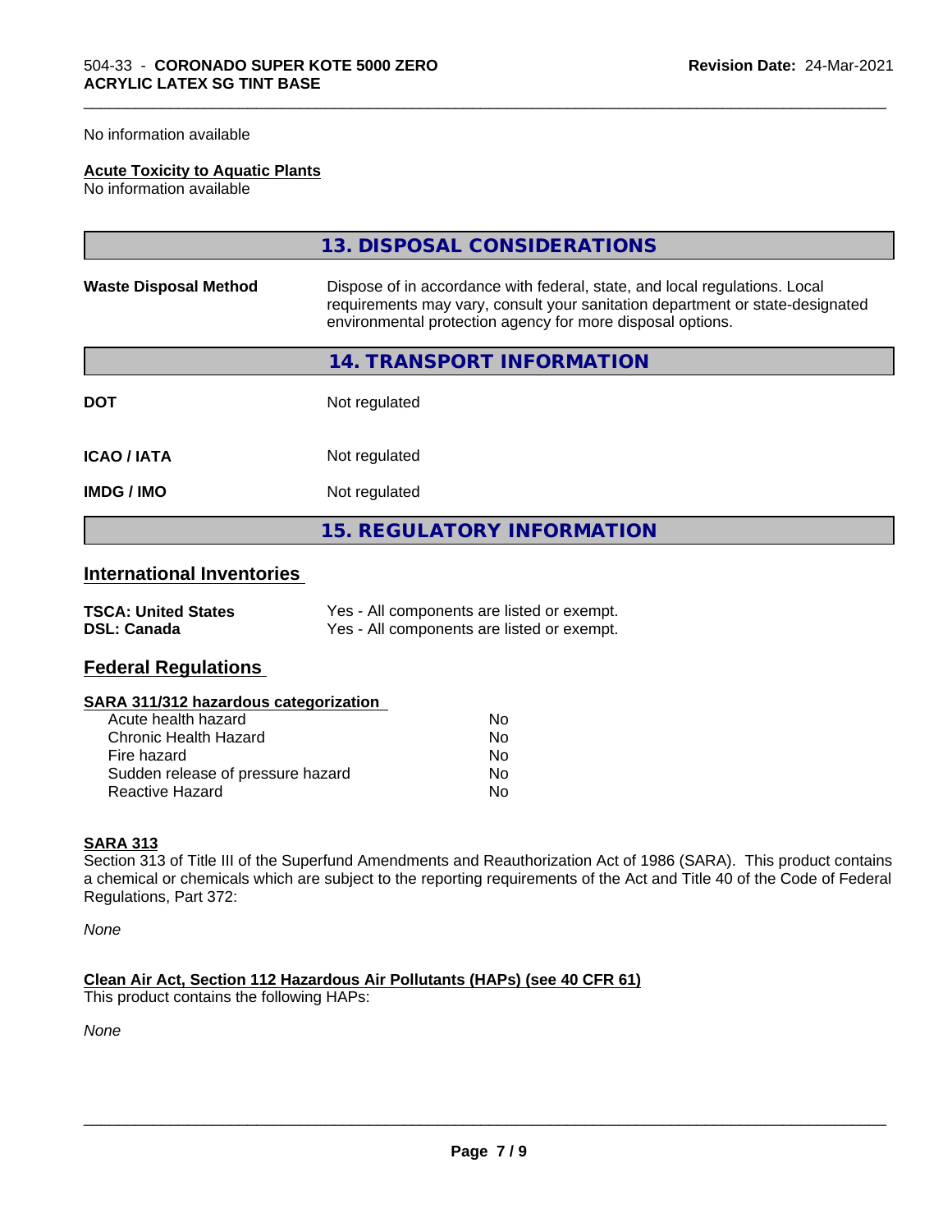No information available

**Acute Toxicity to Aquatic Plants**
No information available

## 13. DISPOSAL CONSIDERATIONS

| | |
|---|---|
| **Waste Disposal Method** | Dispose of in accordance with federal, state, and local regulations. Local requirements may vary, consult your sanitation department or state-designated environmental protection agency for more disposal options. |

## 14. TRANSPORT INFORMATION

| | |
|---|---|
| **DOT** | Not regulated |
| **ICAO / IATA** | Not regulated |
| **IMDG / IMO** | Not regulated |

## 15. REGULATORY INFORMATION

### International Inventories

| | |
|---|---|
| **TSCA: United States** | Yes - All components are listed or exempt. |
| **DSL: Canada** | Yes - All components are listed or exempt. |

### Federal Regulations

**SARA 311/312 hazardous categorization**

| | |
|---|---|
| Acute health hazard | No |
| Chronic Health Hazard | No |
| Fire hazard | No |
| Sudden release of pressure hazard | No |
| Reactive Hazard | No |

**SARA 313**
Section 313 of Title III of the Superfund Amendments and Reauthorization Act of 1986 (SARA). This product contains a chemical or chemicals which are subject to the reporting requirements of the Act and Title 40 of the Code of Federal Regulations, Part 372:

*None*

**Clean Air Act, Section 112 Hazardous Air Pollutants (HAPs) (see 40 CFR 61)**
This product contains the following HAPs:

*None*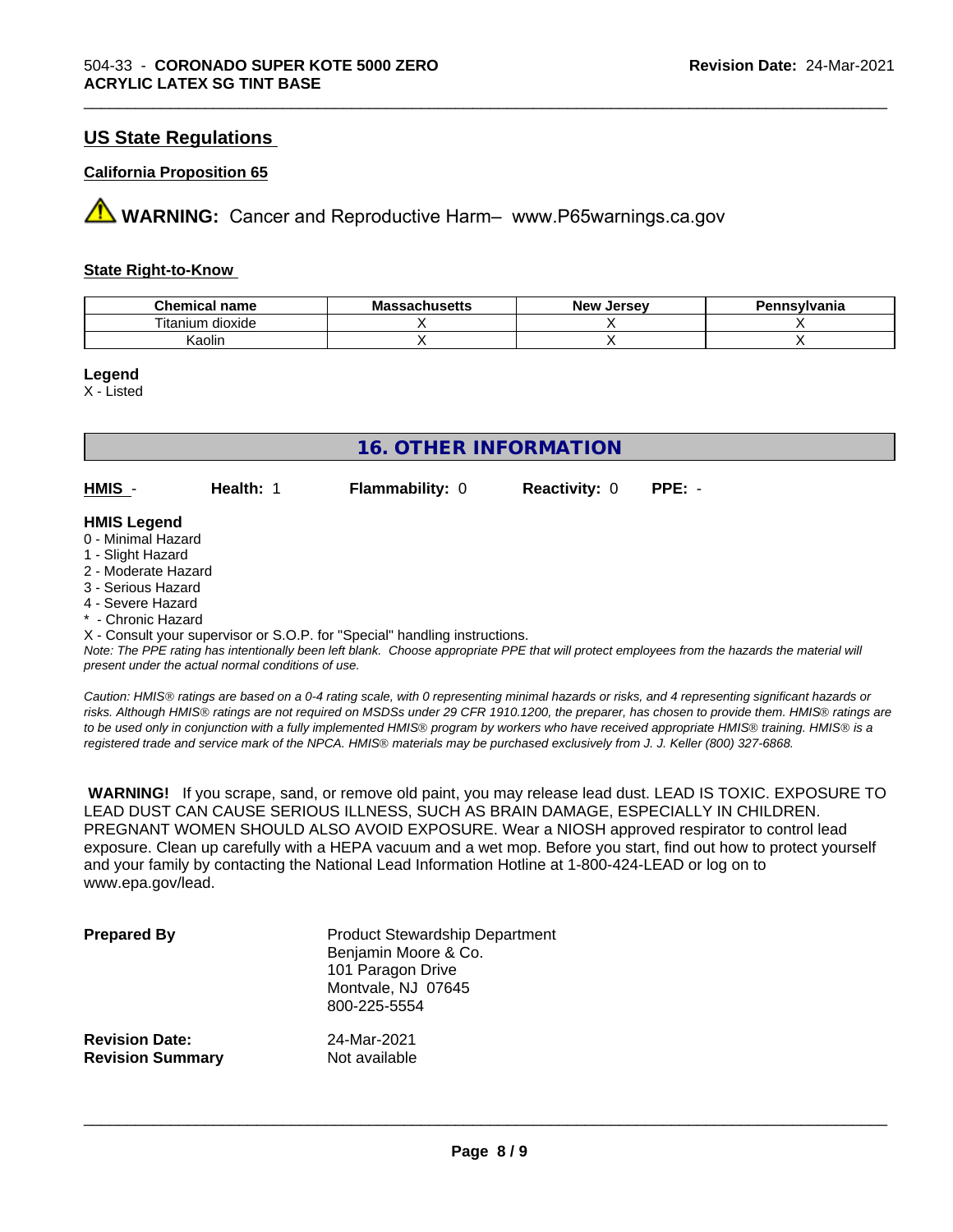## US State Regulations

### California Proposition 65

⚠ **WARNING:** Cancer and Reproductive Harm– www.P65warnings.ca.gov

### State Right-to-Know

| Chemical name | Massachusetts | New Jersey | Pennsylvania |
|---|---|---|---|
| Titanium dioxide | X | X | X |
| Kaolin | X | X | X |

**Legend**
X - Listed

## 16. OTHER INFORMATION

**HMIS** - **Health:** 1 **Flammability:** 0 **Reactivity:** 0 **PPE:** -

**HMIS Legend**
0 - Minimal Hazard
1 - Slight Hazard
2 - Moderate Hazard
3 - Serious Hazard
4 - Severe Hazard
* - Chronic Hazard
X - Consult your supervisor or S.O.P. for "Special" handling instructions.

*Note: The PPE rating has intentionally been left blank. Choose appropriate PPE that will protect employees from the hazards the material will present under the actual normal conditions of use.*

*Caution: HMIS® ratings are based on a 0-4 rating scale, with 0 representing minimal hazards or risks, and 4 representing significant hazards or risks. Although HMIS® ratings are not required on MSDSs under 29 CFR 1910.1200, the preparer, has chosen to provide them. HMIS® ratings are to be used only in conjunction with a fully implemented HMIS® program by workers who have received appropriate HMIS® training. HMIS® is a registered trade and service mark of the NPCA. HMIS® materials may be purchased exclusively from J. J. Keller (800) 327-6868.*

**WARNING!** If you scrape, sand, or remove old paint, you may release lead dust. LEAD IS TOXIC. EXPOSURE TO LEAD DUST CAN CAUSE SERIOUS ILLNESS, SUCH AS BRAIN DAMAGE, ESPECIALLY IN CHILDREN. PREGNANT WOMEN SHOULD ALSO AVOID EXPOSURE. Wear a NIOSH approved respirator to control lead exposure. Clean up carefully with a HEPA vacuum and a wet mop. Before you start, find out how to protect yourself and your family by contacting the National Lead Information Hotline at 1-800-424-LEAD or log on to www.epa.gov/lead.

**Prepared By**
Product Stewardship Department
Benjamin Moore & Co.
101 Paragon Drive
Montvale, NJ 07645
800-225-5554

**Revision Date:** 24-Mar-2021
**Revision Summary** Not available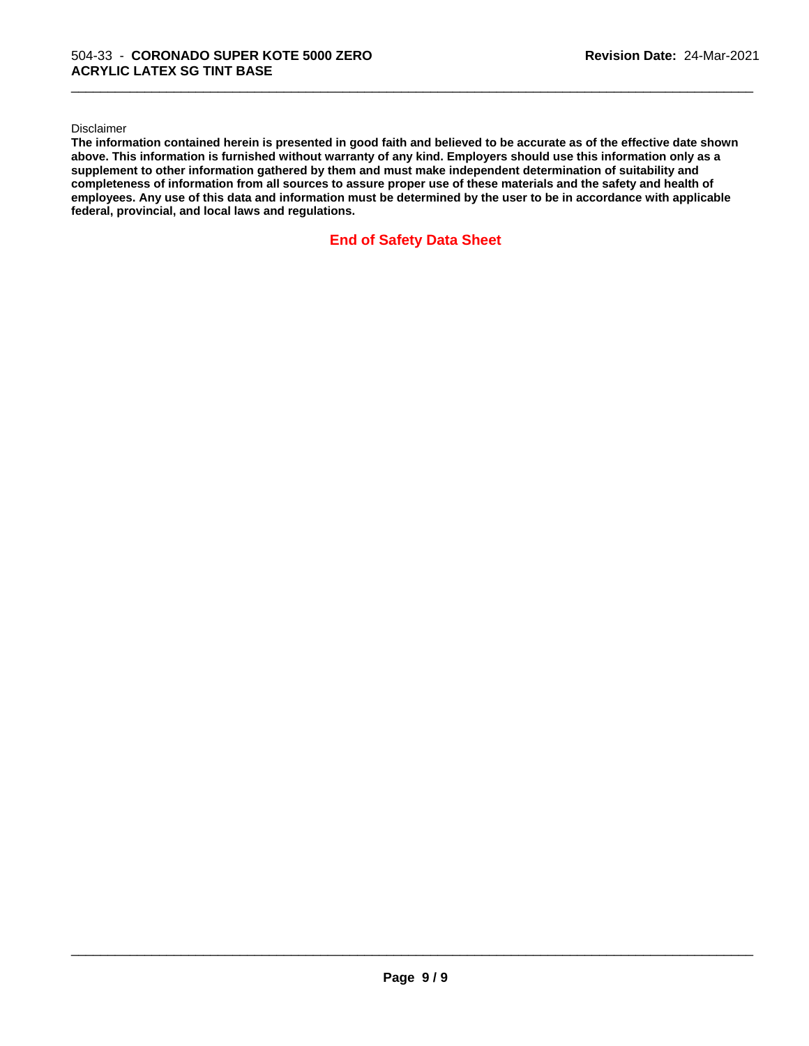Disclaimer

**The information contained herein is presented in good faith and believed to be accurate as of the effective date shown above. This information is furnished without warranty of any kind. Employers should use this information only as a supplement to other information gathered by them and must make independent determination of suitability and completeness of information from all sources to assure proper use of these materials and the safety and health of employees. Any use of this data and information must be determined by the user to be in accordance with applicable federal, provincial, and local laws and regulations.**

**End of Safety Data Sheet**